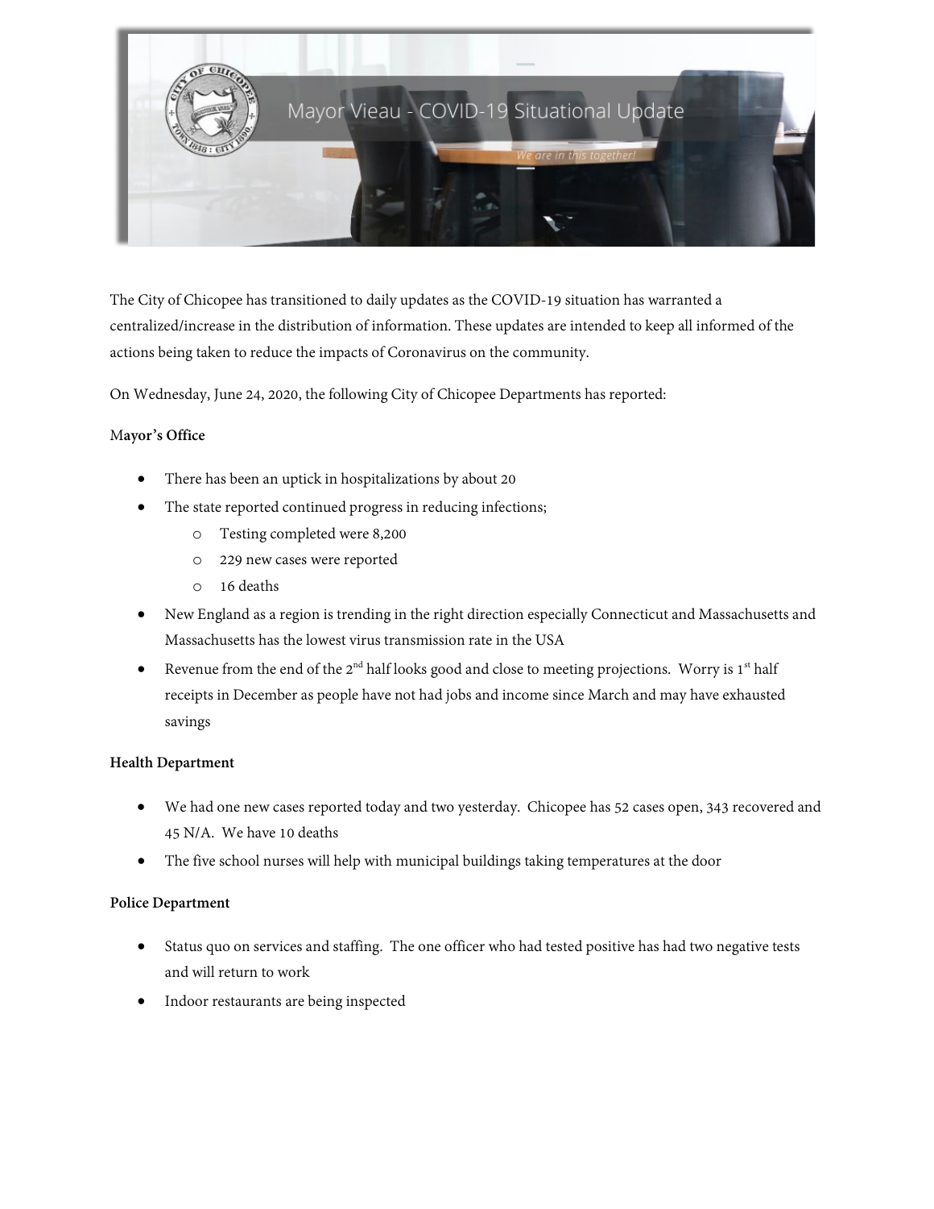# Mayor Vieau - COVID-19 Situational Update

*We are in this together!*

The City of Chicopee has transitioned to daily updates as the COVID-19 situation has warranted a centralized/increase in the distribution of information. These updates are intended to keep all informed of the actions being taken to reduce the impacts of Coronavirus on the community.

On Wednesday, June 24, 2020, the following City of Chicopee Departments has reported:

**Mayor's Office**

- There has been an uptick in hospitalizations by about 20
- The state reported continued progress in reducing infections;
  - Testing completed were 8,200
  - 229 new cases were reported
  - 16 deaths
- New England as a region is trending in the right direction especially Connecticut and Massachusetts and Massachusetts has the lowest virus transmission rate in the USA
- Revenue from the end of the 2nd half looks good and close to meeting projections. Worry is 1st half receipts in December as people have not had jobs and income since March and may have exhausted savings

**Health Department**

- We had one new cases reported today and two yesterday. Chicopee has 52 cases open, 343 recovered and 45 N/A. We have 10 deaths
- The five school nurses will help with municipal buildings taking temperatures at the door

**Police Department**

- Status quo on services and staffing. The one officer who had tested positive has had two negative tests and will return to work
- Indoor restaurants are being inspected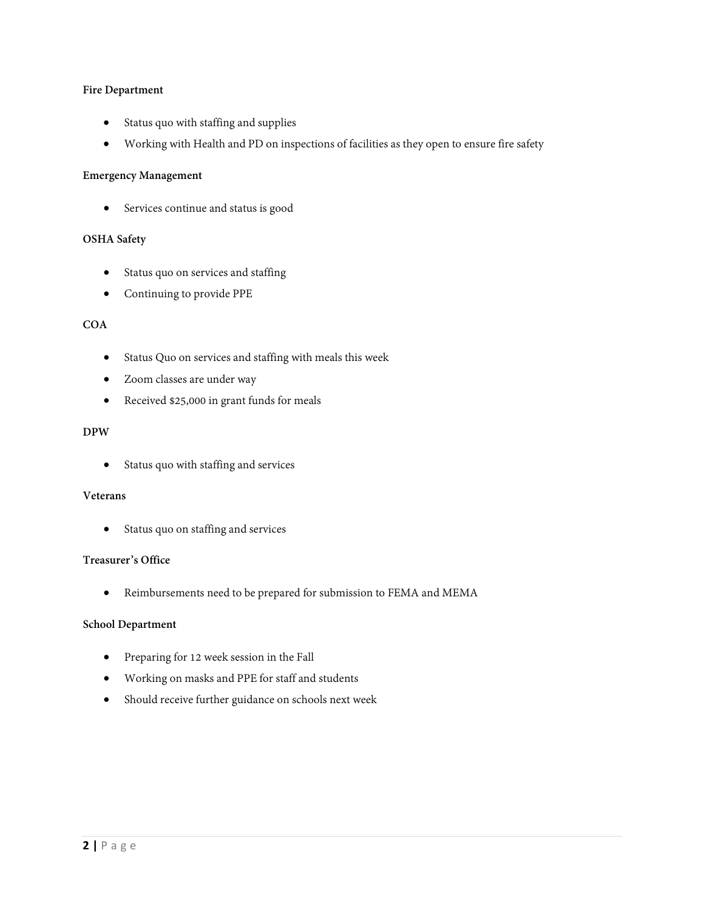**Fire Department**

- Status quo with staffing and supplies
- Working with Health and PD on inspections of facilities as they open to ensure fire safety

**Emergency Management**

- Services continue and status is good

**OSHA Safety**

- Status quo on services and staffing
- Continuing to provide PPE

**COA**

- Status Quo on services and staffing with meals this week
- Zoom classes are under way
- Received $25,000 in grant funds for meals

**DPW**

- Status quo with staffing and services

**Veterans**

- Status quo on staffing and services

**Treasurer's Office**

- Reimbursements need to be prepared for submission to FEMA and MEMA

**School Department**

- Preparing for 12 week session in the Fall
- Working on masks and PPE for staff and students
- Should receive further guidance on schools next week